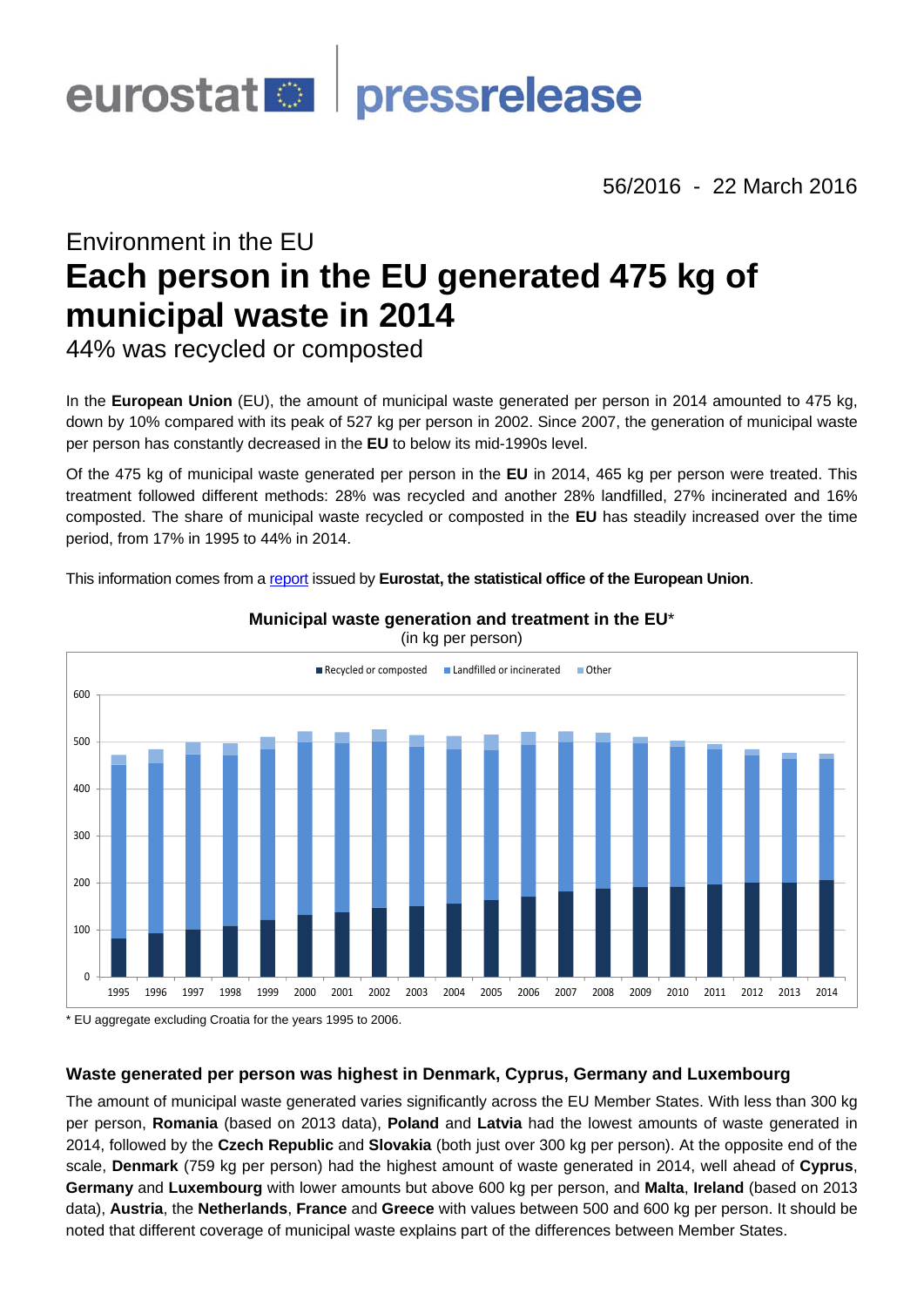eurostat pressrelease

56/2016 - 22 March 2016

## Environment in the EU

# Each person in the EU generated 475 kg of municipal waste in 2014

## 44% was recycled or composted

In the **European Union** (EU), the amount of municipal waste generated per person in 2014 amounted to 475 kg, down by 10% compared with its peak of 527 kg per person in 2002. Since 2007, the generation of municipal waste per person has constantly decreased in the **EU** to below its mid-1990s level.

Of the 475 kg of municipal waste generated per person in the **EU** in 2014, 465 kg per person were treated. This treatment followed different methods: 28% was recycled and another 28% landfilled, 27% incinerated and 16% composted. The share of municipal waste recycled or composted in the **EU** has steadily increased over the time period, from 17% in 1995 to 44% in 2014.

This information comes from a [report](report) issued by **Eurostat, the statistical office of the European Union**.

**Municipal waste generation and treatment in the EU***
(in kg per person)

* EU aggregate excluding Croatia for the years 1995 to 2006.

### Waste generated per person was highest in Denmark, Cyprus, Germany and Luxembourg

The amount of municipal waste generated varies significantly across the EU Member States. With less than 300 kg per person, **Romania** (based on 2013 data), **Poland** and **Latvia** had the lowest amounts of waste generated in 2014, followed by the **Czech Republic** and **Slovakia** (both just over 300 kg per person). At the opposite end of the scale, **Denmark** (759 kg per person) had the highest amount of waste generated in 2014, well ahead of **Cyprus**, **Germany** and **Luxembourg** with lower amounts but above 600 kg per person, and **Malta**, **Ireland** (based on 2013 data), **Austria**, the **Netherlands**, **France** and **Greece** with values between 500 and 600 kg per person. It should be noted that different coverage of municipal waste explains part of the differences between Member States.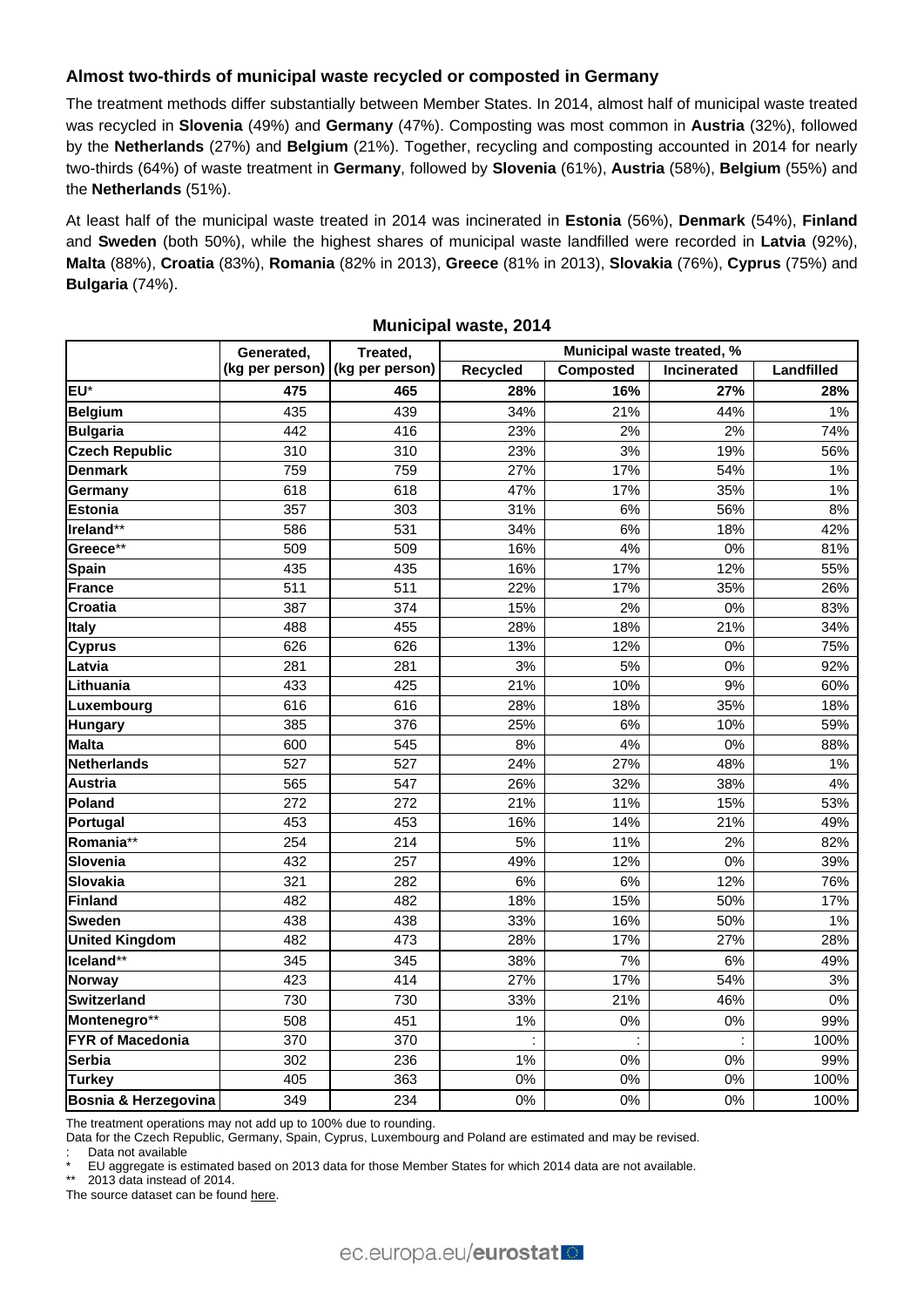### Almost two-thirds of municipal waste recycled or composted in Germany

The treatment methods differ substantially between Member States. In 2014, almost half of municipal waste treated was recycled in **Slovenia** (49%) and **Germany** (47%). Composting was most common in **Austria** (32%), followed by the **Netherlands** (27%) and **Belgium** (21%). Together, recycling and composting accounted in 2014 for nearly two-thirds (64%) of waste treatment in **Germany**, followed by **Slovenia** (61%), **Austria** (58%), **Belgium** (55%) and the **Netherlands** (51%).

At least half of the municipal waste treated in 2014 was incinerated in **Estonia** (56%), **Denmark** (54%), **Finland** and **Sweden** (both 50%), while the highest shares of municipal waste landfilled were recorded in **Latvia** (92%), **Malta** (88%), **Croatia** (83%), **Romania** (82% in 2013), **Greece** (81% in 2013), **Slovakia** (76%), **Cyprus** (75%) and **Bulgaria** (74%).

**Municipal waste, 2014**

| | Generated, (kg per person) | Treated, (kg per person) | Municipal waste treated, % | | | |
|---|---|---|---|---|---|---|
| | | | Recycled | Composted | Incinerated | Landfilled |
| **EU*** | **475** | **465** | **28%** | **16%** | **27%** | **28%** |
| **Belgium** | 435 | 439 | 34% | 21% | 44% | 1% |
| **Bulgaria** | 442 | 416 | 23% | 2% | 2% | 74% |
| **Czech Republic** | 310 | 310 | 23% | 3% | 19% | 56% |
| **Denmark** | 759 | 759 | 27% | 17% | 54% | 1% |
| **Germany** | 618 | 618 | 47% | 17% | 35% | 1% |
| **Estonia** | 357 | 303 | 31% | 6% | 56% | 8% |
| **Ireland**** | 586 | 531 | 34% | 6% | 18% | 42% |
| **Greece**** | 509 | 509 | 16% | 4% | 0% | 81% |
| **Spain** | 435 | 435 | 16% | 17% | 12% | 55% |
| **France** | 511 | 511 | 22% | 17% | 35% | 26% |
| **Croatia** | 387 | 374 | 15% | 2% | 0% | 83% |
| **Italy** | 488 | 455 | 28% | 18% | 21% | 34% |
| **Cyprus** | 626 | 626 | 13% | 12% | 0% | 75% |
| **Latvia** | 281 | 281 | 3% | 5% | 0% | 92% |
| **Lithuania** | 433 | 425 | 21% | 10% | 9% | 60% |
| **Luxembourg** | 616 | 616 | 28% | 18% | 35% | 18% |
| **Hungary** | 385 | 376 | 25% | 6% | 10% | 59% |
| **Malta** | 600 | 545 | 8% | 4% | 0% | 88% |
| **Netherlands** | 527 | 527 | 24% | 27% | 48% | 1% |
| **Austria** | 565 | 547 | 26% | 32% | 38% | 4% |
| **Poland** | 272 | 272 | 21% | 11% | 15% | 53% |
| **Portugal** | 453 | 453 | 16% | 14% | 21% | 49% |
| **Romania**** | 254 | 214 | 5% | 11% | 2% | 82% |
| **Slovenia** | 432 | 257 | 49% | 12% | 0% | 39% |
| **Slovakia** | 321 | 282 | 6% | 6% | 12% | 76% |
| **Finland** | 482 | 482 | 18% | 15% | 50% | 17% |
| **Sweden** | 438 | 438 | 33% | 16% | 50% | 1% |
| **United Kingdom** | 482 | 473 | 28% | 17% | 27% | 28% |
| **Iceland**** | 345 | 345 | 38% | 7% | 6% | 49% |
| **Norway** | 423 | 414 | 27% | 17% | 54% | 3% |
| **Switzerland** | 730 | 730 | 33% | 21% | 46% | 0% |
| **Montenegro**** | 508 | 451 | 1% | 0% | 0% | 99% |
| **FYR of Macedonia** | 370 | 370 | : | : | : | 100% |
| **Serbia** | 302 | 236 | 1% | 0% | 0% | 99% |
| **Turkey** | 405 | 363 | 0% | 0% | 0% | 100% |
| **Bosnia & Herzegovina** | 349 | 234 | 0% | 0% | 0% | 100% |

The treatment operations may not add up to 100% due to rounding.
Data for the Czech Republic, Germany, Spain, Cyprus, Luxembourg and Poland are estimated and may be revised.
: Data not available
\* EU aggregate is estimated based on 2013 data for those Member States for which 2014 data are not available.
** 2013 data instead of 2014.
The source dataset can be found here.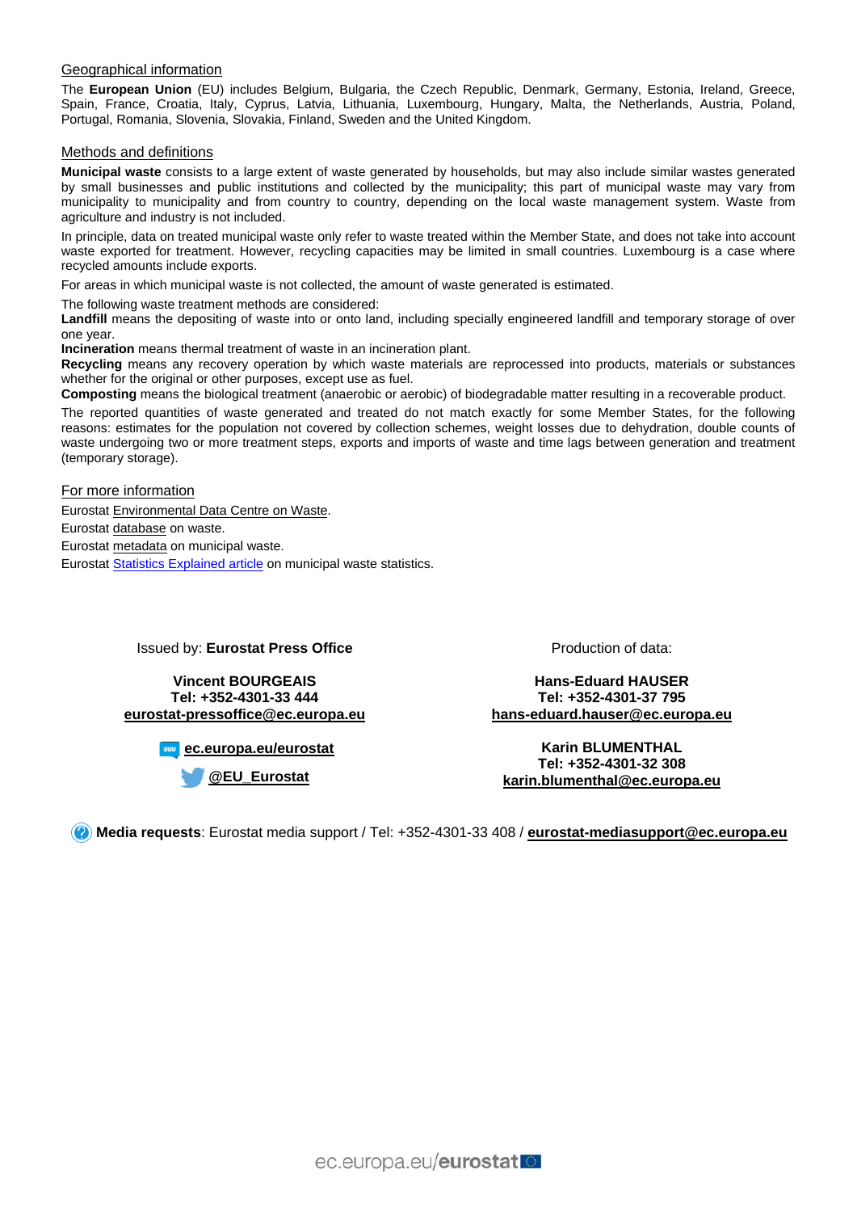## Geographical information

The **European Union** (EU) includes Belgium, Bulgaria, the Czech Republic, Denmark, Germany, Estonia, Ireland, Greece, Spain, France, Croatia, Italy, Cyprus, Latvia, Lithuania, Luxembourg, Hungary, Malta, the Netherlands, Austria, Poland, Portugal, Romania, Slovenia, Slovakia, Finland, Sweden and the United Kingdom.

## Methods and definitions

**Municipal waste** consists to a large extent of waste generated by households, but may also include similar wastes generated by small businesses and public institutions and collected by the municipality; this part of municipal waste may vary from municipality to municipality and from country to country, depending on the local waste management system. Waste from agriculture and industry is not included.

In principle, data on treated municipal waste only refer to waste treated within the Member State, and does not take into account waste exported for treatment. However, recycling capacities may be limited in small countries. Luxembourg is a case where recycled amounts include exports.

For areas in which municipal waste is not collected, the amount of waste generated is estimated.

The following waste treatment methods are considered:
**Landfill** means the depositing of waste into or onto land, including specially engineered landfill and temporary storage of over one year.
**Incineration** means thermal treatment of waste in an incineration plant.
**Recycling** means any recovery operation by which waste materials are reprocessed into products, materials or substances whether for the original or other purposes, except use as fuel.
**Composting** means the biological treatment (anaerobic or aerobic) of biodegradable matter resulting in a recoverable product.

The reported quantities of waste generated and treated do not match exactly for some Member States, for the following reasons: estimates for the population not covered by collection schemes, weight losses due to dehydration, double counts of waste undergoing two or more treatment steps, exports and imports of waste and time lags between generation and treatment (temporary storage).

## For more information

Eurostat Environmental Data Centre on Waste.
Eurostat database on waste.
Eurostat metadata on municipal waste.
Eurostat Statistics Explained article on municipal waste statistics.

Issued by: **Eurostat Press Office**

**Vincent BOURGEAIS**
**Tel: +352-4301-33 444**
**eurostat-pressoffice@ec.europa.eu**

**ec.europa.eu/eurostat**
**@EU_Eurostat**

Production of data:

**Hans-Eduard HAUSER**
**Tel: +352-4301-37 795**
**hans-eduard.hauser@ec.europa.eu**

**Karin BLUMENTHAL**
**Tel: +352-4301-32 308**
**karin.blumenthal@ec.europa.eu**

**Media requests**: Eurostat media support / Tel: +352-4301-33 408 / **eurostat-mediasupport@ec.europa.eu**